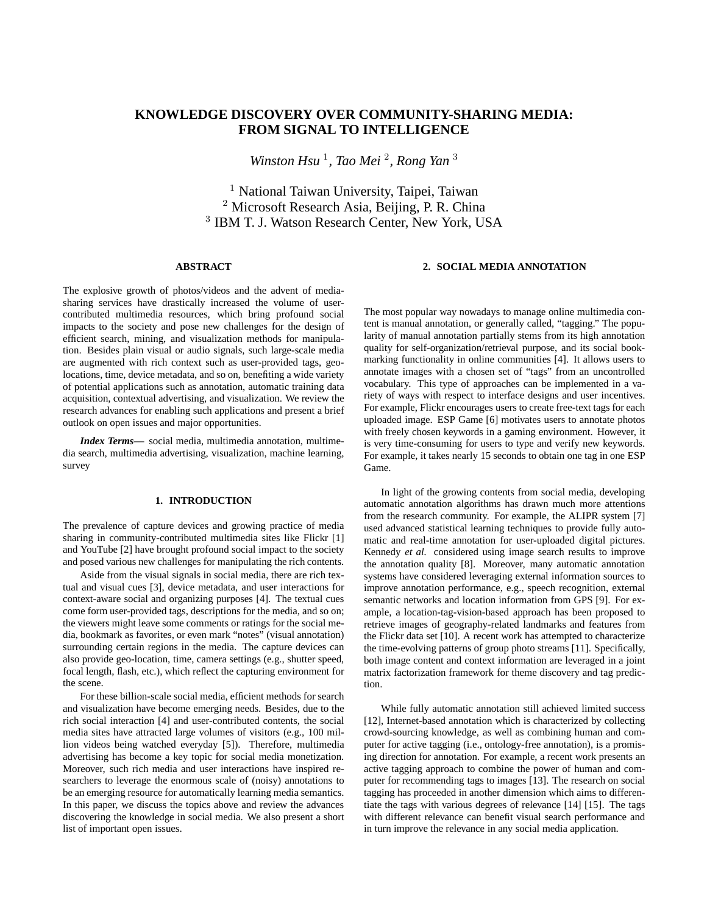# KNOWLEDGE DISCOVERY OVER COMMUNITY-SHARING MEDIA: FROM SIGNAL TO INTELLIGENCE

*Winston Hsu* [1], *Tao Mei* [2], *Rong Yan* [3]

[1] National Taiwan University, Taipei, Taiwan
[2] Microsoft Research Asia, Beijing, P. R. China
[3] IBM T. J. Watson Research Center, New York, USA

## ABSTRACT

The explosive growth of photos/videos and the advent of media-sharing services have drastically increased the volume of user-contributed multimedia resources, which bring profound social impacts to the society and pose new challenges for the design of efficient search, mining, and visualization methods for manipulation. Besides plain visual or audio signals, such large-scale media are augmented with rich context such as user-provided tags, geo-locations, time, device metadata, and so on, benefiting a wide variety of potential applications such as annotation, automatic training data acquisition, contextual advertising, and visualization. We review the research advances for enabling such applications and present a brief outlook on open issues and major opportunities.

***Index Terms*****—** social media, multimedia annotation, multimedia search, multimedia advertising, visualization, machine learning, survey

## 1. INTRODUCTION

The prevalence of capture devices and growing practice of media sharing in community-contributed multimedia sites like Flickr [1] and YouTube [2] have brought profound social impact to the society and posed various new challenges for manipulating the rich contents.

Aside from the visual signals in social media, there are rich textual and visual cues [3], device metadata, and user interactions for context-aware social and organizing purposes [4]. The textual cues come form user-provided tags, descriptions for the media, and so on; the viewers might leave some comments or ratings for the social media, bookmark as favorites, or even mark "notes" (visual annotation) surrounding certain regions in the media. The capture devices can also provide geo-location, time, camera settings (e.g., shutter speed, focal length, flash, etc.), which reflect the capturing environment for the scene.

For these billion-scale social media, efficient methods for search and visualization have become emerging needs. Besides, due to the rich social interaction [4] and user-contributed contents, the social media sites have attracted large volumes of visitors (e.g., 100 million videos being watched everyday [5]). Therefore, multimedia advertising has become a key topic for social media monetization. Moreover, such rich media and user interactions have inspired researchers to leverage the enormous scale of (noisy) annotations to be an emerging resource for automatically learning media semantics. In this paper, we discuss the topics above and review the advances discovering the knowledge in social media. We also present a short list of important open issues.

## 2. SOCIAL MEDIA ANNOTATION

The most popular way nowadays to manage online multimedia content is manual annotation, or generally called, "tagging." The popularity of manual annotation partially stems from its high annotation quality for self-organization/retrieval purpose, and its social bookmarking functionality in online communities [4]. It allows users to annotate images with a chosen set of "tags" from an uncontrolled vocabulary. This type of approaches can be implemented in a variety of ways with respect to interface designs and user incentives. For example, Flickr encourages users to create free-text tags for each uploaded image. ESP Game [6] motivates users to annotate photos with freely chosen keywords in a gaming environment. However, it is very time-consuming for users to type and verify new keywords. For example, it takes nearly 15 seconds to obtain one tag in one ESP Game.

In light of the growing contents from social media, developing automatic annotation algorithms has drawn much more attentions from the research community. For example, the ALIPR system [7] used advanced statistical learning techniques to provide fully automatic and real-time annotation for user-uploaded digital pictures. Kennedy *et al.* considered using image search results to improve the annotation quality [8]. Moreover, many automatic annotation systems have considered leveraging external information sources to improve annotation performance, e.g., speech recognition, external semantic networks and location information from GPS [9]. For example, a location-tag-vision-based approach has been proposed to retrieve images of geography-related landmarks and features from the Flickr data set [10]. A recent work has attempted to characterize the time-evolving patterns of group photo streams [11]. Specifically, both image content and context information are leveraged in a joint matrix factorization framework for theme discovery and tag prediction.

While fully automatic annotation still achieved limited success [12], Internet-based annotation which is characterized by collecting crowd-sourcing knowledge, as well as combining human and computer for active tagging (i.e., ontology-free annotation), is a promising direction for annotation. For example, a recent work presents an active tagging approach to combine the power of human and computer for recommending tags to images [13]. The research on social tagging has proceeded in another dimension which aims to differentiate the tags with various degrees of relevance [14] [15]. The tags with different relevance can benefit visual search performance and in turn improve the relevance in any social media application.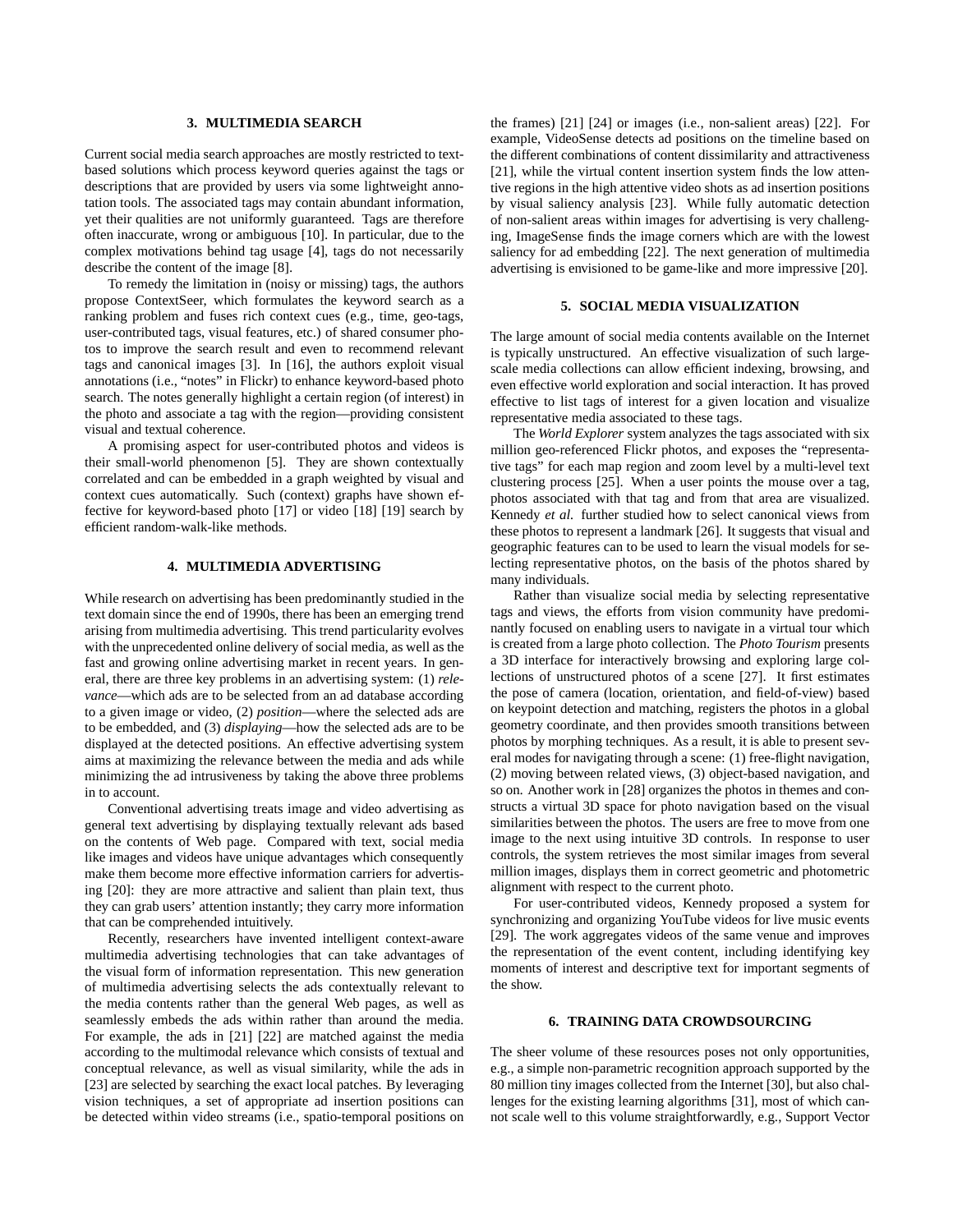## 3. MULTIMEDIA SEARCH

Current social media search approaches are mostly restricted to text-based solutions which process keyword queries against the tags or descriptions that are provided by users via some lightweight annotation tools. The associated tags may contain abundant information, yet their qualities are not uniformly guaranteed. Tags are therefore often inaccurate, wrong or ambiguous [10]. In particular, due to the complex motivations behind tag usage [4], tags do not necessarily describe the content of the image [8].

To remedy the limitation in (noisy or missing) tags, the authors propose ContextSeer, which formulates the keyword search as a ranking problem and fuses rich context cues (e.g., time, geo-tags, user-contributed tags, visual features, etc.) of shared consumer photos to improve the search result and even to recommend relevant tags and canonical images [3]. In [16], the authors exploit visual annotations (i.e., "notes" in Flickr) to enhance keyword-based photo search. The notes generally highlight a certain region (of interest) in the photo and associate a tag with the region—providing consistent visual and textual coherence.

A promising aspect for user-contributed photos and videos is their small-world phenomenon [5]. They are shown contextually correlated and can be embedded in a graph weighted by visual and context cues automatically. Such (context) graphs have shown effective for keyword-based photo [17] or video [18] [19] search by efficient random-walk-like methods.

## 4. MULTIMEDIA ADVERTISING

While research on advertising has been predominantly studied in the text domain since the end of 1990s, there has been an emerging trend arising from multimedia advertising. This trend particularity evolves with the unprecedented online delivery of social media, as well as the fast and growing online advertising market in recent years. In general, there are three key problems in an advertising system: (1) *relevance*—which ads are to be selected from an ad database according to a given image or video, (2) *position*—where the selected ads are to be embedded, and (3) *displaying*—how the selected ads are to be displayed at the detected positions. An effective advertising system aims at maximizing the relevance between the media and ads while minimizing the ad intrusiveness by taking the above three problems in to account.

Conventional advertising treats image and video advertising as general text advertising by displaying textually relevant ads based on the contents of Web page. Compared with text, social media like images and videos have unique advantages which consequently make them become more effective information carriers for advertising [20]: they are more attractive and salient than plain text, thus they can grab users' attention instantly; they carry more information that can be comprehended intuitively.

Recently, researchers have invented intelligent context-aware multimedia advertising technologies that can take advantages of the visual form of information representation. This new generation of multimedia advertising selects the ads contextually relevant to the media contents rather than the general Web pages, as well as seamlessly embeds the ads within rather than around the media. For example, the ads in [21] [22] are matched against the media according to the multimodal relevance which consists of textual and conceptual relevance, as well as visual similarity, while the ads in [23] are selected by searching the exact local patches. By leveraging vision techniques, a set of appropriate ad insertion positions can be detected within video streams (i.e., spatio-temporal positions on the frames) [21] [24] or images (i.e., non-salient areas) [22]. For example, VideoSense detects ad positions on the timeline based on the different combinations of content dissimilarity and attractiveness [21], while the virtual content insertion system finds the low attentive regions in the high attentive video shots as ad insertion positions by visual saliency analysis [23]. While fully automatic detection of non-salient areas within images for advertising is very challenging, ImageSense finds the image corners which are with the lowest saliency for ad embedding [22]. The next generation of multimedia advertising is envisioned to be game-like and more impressive [20].

## 5. SOCIAL MEDIA VISUALIZATION

The large amount of social media contents available on the Internet is typically unstructured. An effective visualization of such large-scale media collections can allow efficient indexing, browsing, and even effective world exploration and social interaction. It has proved effective to list tags of interest for a given location and visualize representative media associated to these tags.

The *World Explorer* system analyzes the tags associated with six million geo-referenced Flickr photos, and exposes the "representative tags" for each map region and zoom level by a multi-level text clustering process [25]. When a user points the mouse over a tag, photos associated with that tag and from that area are visualized. Kennedy *et al.* further studied how to select canonical views from these photos to represent a landmark [26]. It suggests that visual and geographic features can to be used to learn the visual models for selecting representative photos, on the basis of the photos shared by many individuals.

Rather than visualize social media by selecting representative tags and views, the efforts from vision community have predominantly focused on enabling users to navigate in a virtual tour which is created from a large photo collection. The *Photo Tourism* presents a 3D interface for interactively browsing and exploring large collections of unstructured photos of a scene [27]. It first estimates the pose of camera (location, orientation, and field-of-view) based on keypoint detection and matching, registers the photos in a global geometry coordinate, and then provides smooth transitions between photos by morphing techniques. As a result, it is able to present several modes for navigating through a scene: (1) free-flight navigation, (2) moving between related views, (3) object-based navigation, and so on. Another work in [28] organizes the photos in themes and constructs a virtual 3D space for photo navigation based on the visual similarities between the photos. The users are free to move from one image to the next using intuitive 3D controls. In response to user controls, the system retrieves the most similar images from several million images, displays them in correct geometric and photometric alignment with respect to the current photo.

For user-contributed videos, Kennedy proposed a system for synchronizing and organizing YouTube videos for live music events [29]. The work aggregates videos of the same venue and improves the representation of the event content, including identifying key moments of interest and descriptive text for important segments of the show.

## 6. TRAINING DATA CROWDSOURCING

The sheer volume of these resources poses not only opportunities, e.g., a simple non-parametric recognition approach supported by the 80 million tiny images collected from the Internet [30], but also challenges for the existing learning algorithms [31], most of which cannot scale well to this volume straightforwardly, e.g., Support Vector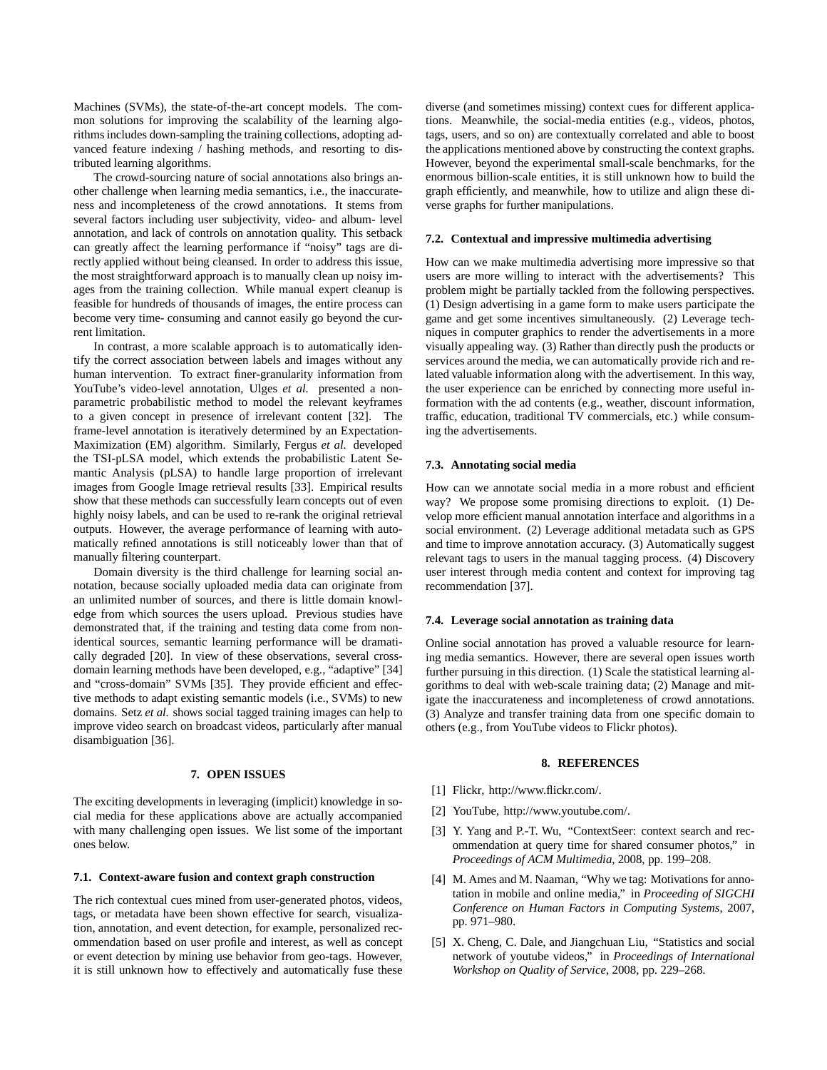Machines (SVMs), the state-of-the-art concept models. The common solutions for improving the scalability of the learning algorithms includes down-sampling the training collections, adopting advanced feature indexing / hashing methods, and resorting to distributed learning algorithms.

The crowd-sourcing nature of social annotations also brings another challenge when learning media semantics, i.e., the inaccurateness and incompleteness of the crowd annotations. It stems from several factors including user subjectivity, video- and album- level annotation, and lack of controls on annotation quality. This setback can greatly affect the learning performance if "noisy" tags are directly applied without being cleansed. In order to address this issue, the most straightforward approach is to manually clean up noisy images from the training collection. While manual expert cleanup is feasible for hundreds of thousands of images, the entire process can become very time- consuming and cannot easily go beyond the current limitation.

In contrast, a more scalable approach is to automatically identify the correct association between labels and images without any human intervention. To extract finer-granularity information from YouTube's video-level annotation, Ulges *et al.* presented a non-parametric probabilistic method to model the relevant keyframes to a given concept in presence of irrelevant content [32]. The frame-level annotation is iteratively determined by an Expectation-Maximization (EM) algorithm. Similarly, Fergus *et al.* developed the TSI-pLSA model, which extends the probabilistic Latent Semantic Analysis (pLSA) to handle large proportion of irrelevant images from Google Image retrieval results [33]. Empirical results show that these methods can successfully learn concepts out of even highly noisy labels, and can be used to re-rank the original retrieval outputs. However, the average performance of learning with automatically refined annotations is still noticeably lower than that of manually filtering counterpart.

Domain diversity is the third challenge for learning social annotation, because socially uploaded media data can originate from an unlimited number of sources, and there is little domain knowledge from which sources the users upload. Previous studies have demonstrated that, if the training and testing data come from non-identical sources, semantic learning performance will be dramatically degraded [20]. In view of these observations, several cross-domain learning methods have been developed, e.g., "adaptive" [34] and "cross-domain" SVMs [35]. They provide efficient and effective methods to adapt existing semantic models (i.e., SVMs) to new domains. Setz *et al.* shows social tagged training images can help to improve video search on broadcast videos, particularly after manual disambiguation [36].

## 7. OPEN ISSUES

The exciting developments in leveraging (implicit) knowledge in social media for these applications above are actually accompanied with many challenging open issues. We list some of the important ones below.

### 7.1. Context-aware fusion and context graph construction

The rich contextual cues mined from user-generated photos, videos, tags, or metadata have been shown effective for search, visualization, annotation, and event detection, for example, personalized recommendation based on user profile and interest, as well as concept or event detection by mining use behavior from geo-tags. However, it is still unknown how to effectively and automatically fuse these diverse (and sometimes missing) context cues for different applications. Meanwhile, the social-media entities (e.g., videos, photos, tags, users, and so on) are contextually correlated and able to boost the applications mentioned above by constructing the context graphs. However, beyond the experimental small-scale benchmarks, for the enormous billion-scale entities, it is still unknown how to build the graph efficiently, and meanwhile, how to utilize and align these diverse graphs for further manipulations.

### 7.2. Contextual and impressive multimedia advertising

How can we make multimedia advertising more impressive so that users are more willing to interact with the advertisements? This problem might be partially tackled from the following perspectives. (1) Design advertising in a game form to make users participate the game and get some incentives simultaneously. (2) Leverage techniques in computer graphics to render the advertisements in a more visually appealing way. (3) Rather than directly push the products or services around the media, we can automatically provide rich and related valuable information along with the advertisement. In this way, the user experience can be enriched by connecting more useful information with the ad contents (e.g., weather, discount information, traffic, education, traditional TV commercials, etc.) while consuming the advertisements.

### 7.3. Annotating social media

How can we annotate social media in a more robust and efficient way? We propose some promising directions to exploit. (1) Develop more efficient manual annotation interface and algorithms in a social environment. (2) Leverage additional metadata such as GPS and time to improve annotation accuracy. (3) Automatically suggest relevant tags to users in the manual tagging process. (4) Discovery user interest through media content and context for improving tag recommendation [37].

### 7.4. Leverage social annotation as training data

Online social annotation has proved a valuable resource for learning media semantics. However, there are several open issues worth further pursuing in this direction. (1) Scale the statistical learning algorithms to deal with web-scale training data; (2) Manage and mitigate the inaccurateness and incompleteness of crowd annotations. (3) Analyze and transfer training data from one specific domain to others (e.g., from YouTube videos to Flickr photos).

## 8. REFERENCES

[1] Flickr, http://www.flickr.com/.

[2] YouTube, http://www.youtube.com/.

[3] Y. Yang and P.-T. Wu, "ContextSeer: context search and recommendation at query time for shared consumer photos," in *Proceedings of ACM Multimedia*, 2008, pp. 199–208.

[4] M. Ames and M. Naaman, "Why we tag: Motivations for annotation in mobile and online media," in *Proceeding of SIGCHI Conference on Human Factors in Computing Systems*, 2007, pp. 971–980.

[5] X. Cheng, C. Dale, and Jiangchuan Liu, "Statistics and social network of youtube videos," in *Proceedings of International Workshop on Quality of Service*, 2008, pp. 229–268.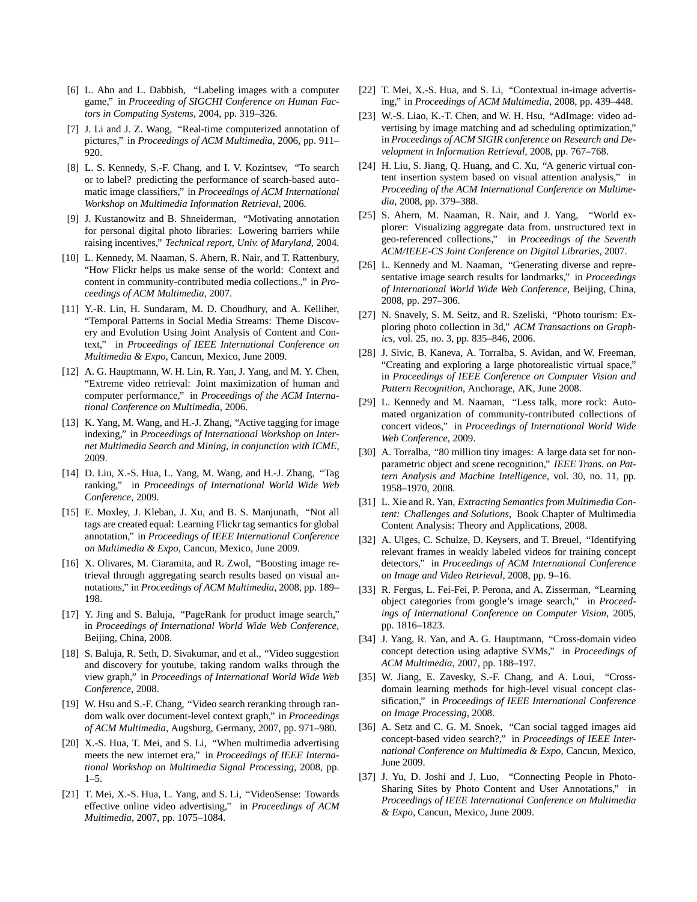[6] L. Ahn and L. Dabbish, "Labeling images with a computer game," in *Proceeding of SIGCHI Conference on Human Factors in Computing Systems*, 2004, pp. 319–326.

[7] J. Li and J. Z. Wang, "Real-time computerized annotation of pictures," in *Proceedings of ACM Multimedia*, 2006, pp. 911–920.

[8] L. S. Kennedy, S.-F. Chang, and I. V. Kozintsev, "To search or to label? predicting the performance of search-based automatic image classifiers," in *Proceedings of ACM International Workshop on Multimedia Information Retrieval*, 2006.

[9] J. Kustanowitz and B. Shneiderman, "Motivating annotation for personal digital photo libraries: Lowering barriers while raising incentives," *Technical report, Univ. of Maryland*, 2004.

[10] L. Kennedy, M. Naaman, S. Ahern, R. Nair, and T. Rattenbury, "How Flickr helps us make sense of the world: Context and content in community-contributed media collections.," in *Proceedings of ACM Multimedia*, 2007.

[11] Y.-R. Lin, H. Sundaram, M. D. Choudhury, and A. Kelliher, "Temporal Patterns in Social Media Streams: Theme Discovery and Evolution Using Joint Analysis of Content and Context," in *Proceedings of IEEE International Conference on Multimedia & Expo*, Cancun, Mexico, June 2009.

[12] A. G. Hauptmann, W. H. Lin, R. Yan, J. Yang, and M. Y. Chen, "Extreme video retrieval: Joint maximization of human and computer performance," in *Proceedings of the ACM International Conference on Multimedia*, 2006.

[13] K. Yang, M. Wang, and H.-J. Zhang, "Active tagging for image indexing," in *Proceedings of International Workshop on Internet Multimedia Search and Mining, in conjunction with ICME*, 2009.

[14] D. Liu, X.-S. Hua, L. Yang, M. Wang, and H.-J. Zhang, "Tag ranking," in *Proceedings of International World Wide Web Conference*, 2009.

[15] E. Moxley, J. Kleban, J. Xu, and B. S. Manjunath, "Not all tags are created equal: Learning Flickr tag semantics for global annotation," in *Proceedings of IEEE International Conference on Multimedia & Expo*, Cancun, Mexico, June 2009.

[16] X. Olivares, M. Ciaramita, and R. Zwol, "Boosting image retrieval through aggregating search results based on visual annotations," in *Proceedings ACM Multimedia*, 2008, pp. 189–198.

[17] Y. Jing and S. Baluja, "PageRank for product image search," in *Proceedings of International World Wide Web Conference*, Beijing, China, 2008.

[18] S. Baluja, R. Seth, D. Sivakumar, and et al., "Video suggestion and discovery for youtube, taking random walks through the view graph," in *Proceedings of International World Wide Web Conference*, 2008.

[19] W. Hsu and S.-F. Chang, "Video search reranking through random walk over document-level context graph," in *Proceedings of ACM Multimedia*, Augsburg, Germany, 2007, pp. 971–980.

[20] X.-S. Hua, T. Mei, and S. Li, "When multimedia advertising meets the new internet era," in *Proceedings of IEEE International Workshop on Multimedia Signal Processing*, 2008, pp. 1–5.

[21] T. Mei, X.-S. Hua, L. Yang, and S. Li, "VideoSense: Towards effective online video advertising," in *Proceedings of ACM Multimedia*, 2007, pp. 1075–1084.

[22] T. Mei, X.-S. Hua, and S. Li, "Contextual in-image advertising," in *Proceedings of ACM Multimedia*, 2008, pp. 439–448.

[23] W.-S. Liao, K.-T. Chen, and W. H. Hsu, "AdImage: video advertising by image matching and ad scheduling optimization," in *Proceedings of ACM SIGIR conference on Research and Development in Information Retrieval*, 2008, pp. 767–768.

[24] H. Liu, S. Jiang, Q. Huang, and C. Xu, "A generic virtual content insertion system based on visual attention analysis," in *Proceeding of the ACM International Conference on Multimedia*, 2008, pp. 379–388.

[25] S. Ahern, M. Naaman, R. Nair, and J. Yang, "World explorer: Visualizing aggregate data from. unstructured text in geo-referenced collections," in *Proceedings of the Seventh ACM/IEEE-CS Joint Conference on Digital Libraries*, 2007.

[26] L. Kennedy and M. Naaman, "Generating diverse and representative image search results for landmarks," in *Proceedings of International World Wide Web Conference*, Beijing, China, 2008, pp. 297–306.

[27] N. Snavely, S. M. Seitz, and R. Szeliski, "Photo tourism: Exploring photo collection in 3d," *ACM Transactions on Graphics*, vol. 25, no. 3, pp. 835–846, 2006.

[28] J. Sivic, B. Kaneva, A. Torralba, S. Avidan, and W. Freeman, "Creating and exploring a large photorealistic virtual space," in *Proceedings of IEEE Conference on Computer Vision and Pattern Recognition*, Anchorage, AK, June 2008.

[29] L. Kennedy and M. Naaman, "Less talk, more rock: Automated organization of community-contributed collections of concert videos," in *Proceedings of International World Wide Web Conference*, 2009.

[30] A. Torralba, "80 million tiny images: A large data set for non-parametric object and scene recognition," *IEEE Trans. on Pattern Analysis and Machine Intelligence*, vol. 30, no. 11, pp. 1958–1970, 2008.

[31] L. Xie and R. Yan, *Extracting Semantics from Multimedia Content: Challenges and Solutions*, Book Chapter of Multimedia Content Analysis: Theory and Applications, 2008.

[32] A. Ulges, C. Schulze, D. Keysers, and T. Breuel, "Identifying relevant frames in weakly labeled videos for training concept detectors," in *Proceedings of ACM International Conference on Image and Video Retrieval*, 2008, pp. 9–16.

[33] R. Fergus, L. Fei-Fei, P. Perona, and A. Zisserman, "Learning object categories from google's image search," in *Proceedings of International Conference on Computer Vision*, 2005, pp. 1816–1823.

[34] J. Yang, R. Yan, and A. G. Hauptmann, "Cross-domain video concept detection using adaptive SVMs," in *Proceedings of ACM Multimedia*, 2007, pp. 188–197.

[35] W. Jiang, E. Zavesky, S.-F. Chang, and A. Loui, "Cross-domain learning methods for high-level visual concept classification," in *Proceedings of IEEE International Conference on Image Processing*, 2008.

[36] A. Setz and C. G. M. Snoek, "Can social tagged images aid concept-based video search?," in *Proceedings of IEEE International Conference on Multimedia & Expo*, Cancun, Mexico, June 2009.

[37] J. Yu, D. Joshi and J. Luo, "Connecting People in Photo-Sharing Sites by Photo Content and User Annotations," in *Proceedings of IEEE International Conference on Multimedia & Expo*, Cancun, Mexico, June 2009.